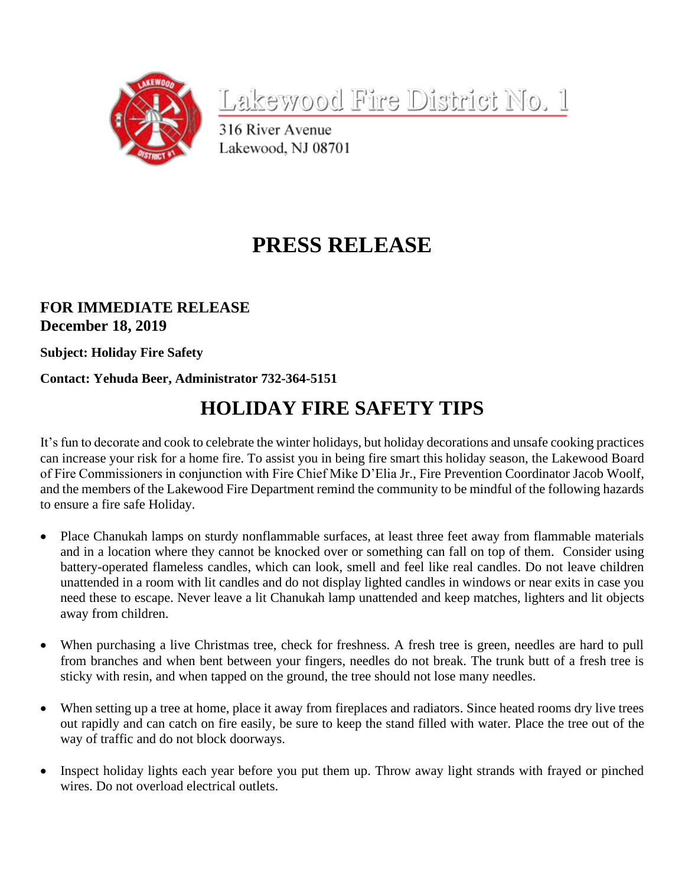# Lakewood Fire District No. 1

316 River Avenue
Lakewood, NJ 08701

# PRESS RELEASE

**FOR IMMEDIATE RELEASE**
**December 18, 2019**

**Subject: Holiday Fire Safety**

**Contact: Yehuda Beer, Administrator 732-364-5151**

## HOLIDAY FIRE SAFETY TIPS

It's fun to decorate and cook to celebrate the winter holidays, but holiday decorations and unsafe cooking practices can increase your risk for a home fire. To assist you in being fire smart this holiday season, the Lakewood Board of Fire Commissioners in conjunction with Fire Chief Mike D'Elia Jr., Fire Prevention Coordinator Jacob Woolf, and the members of the Lakewood Fire Department remind the community to be mindful of the following hazards to ensure a fire safe Holiday.

- Place Chanukah lamps on sturdy nonflammable surfaces, at least three feet away from flammable materials and in a location where they cannot be knocked over or something can fall on top of them. Consider using battery-operated flameless candles, which can look, smell and feel like real candles. Do not leave children unattended in a room with lit candles and do not display lighted candles in windows or near exits in case you need these to escape. Never leave a lit Chanukah lamp unattended and keep matches, lighters and lit objects away from children.

- When purchasing a live Christmas tree, check for freshness. A fresh tree is green, needles are hard to pull from branches and when bent between your fingers, needles do not break. The trunk butt of a fresh tree is sticky with resin, and when tapped on the ground, the tree should not lose many needles.

- When setting up a tree at home, place it away from fireplaces and radiators. Since heated rooms dry live trees out rapidly and can catch on fire easily, be sure to keep the stand filled with water. Place the tree out of the way of traffic and do not block doorways.

- Inspect holiday lights each year before you put them up. Throw away light strands with frayed or pinched wires. Do not overload electrical outlets.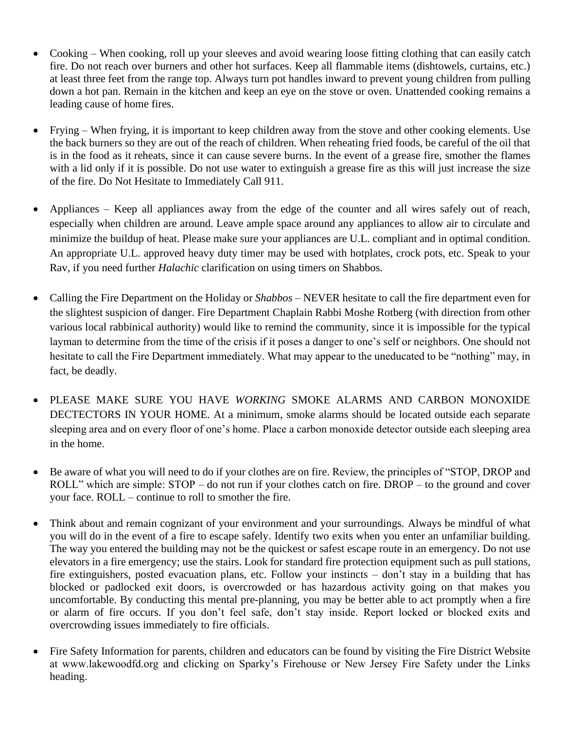- Cooking – When cooking, roll up your sleeves and avoid wearing loose fitting clothing that can easily catch fire. Do not reach over burners and other hot surfaces. Keep all flammable items (dishtowels, curtains, etc.) at least three feet from the range top. Always turn pot handles inward to prevent young children from pulling down a hot pan. Remain in the kitchen and keep an eye on the stove or oven. Unattended cooking remains a leading cause of home fires.

- Frying – When frying, it is important to keep children away from the stove and other cooking elements. Use the back burners so they are out of the reach of children. When reheating fried foods, be careful of the oil that is in the food as it reheats, since it can cause severe burns. In the event of a grease fire, smother the flames with a lid only if it is possible. Do not use water to extinguish a grease fire as this will just increase the size of the fire. Do Not Hesitate to Immediately Call 911.

- Appliances – Keep all appliances away from the edge of the counter and all wires safely out of reach, especially when children are around. Leave ample space around any appliances to allow air to circulate and minimize the buildup of heat. Please make sure your appliances are U.L. compliant and in optimal condition. An appropriate U.L. approved heavy duty timer may be used with hotplates, crock pots, etc. Speak to your Rav, if you need further *Halachic* clarification on using timers on Shabbos.

- Calling the Fire Department on the Holiday or *Shabbos* – NEVER hesitate to call the fire department even for the slightest suspicion of danger. Fire Department Chaplain Rabbi Moshe Rotberg (with direction from other various local rabbinical authority) would like to remind the community, since it is impossible for the typical layman to determine from the time of the crisis if it poses a danger to one's self or neighbors. One should not hesitate to call the Fire Department immediately. What may appear to the uneducated to be "nothing" may, in fact, be deadly.

- PLEASE MAKE SURE YOU HAVE *WORKING* SMOKE ALARMS AND CARBON MONOXIDE DECTECTORS IN YOUR HOME. At a minimum, smoke alarms should be located outside each separate sleeping area and on every floor of one's home. Place a carbon monoxide detector outside each sleeping area in the home.

- Be aware of what you will need to do if your clothes are on fire. Review, the principles of "STOP, DROP and ROLL" which are simple: STOP – do not run if your clothes catch on fire. DROP – to the ground and cover your face. ROLL – continue to roll to smother the fire.

- Think about and remain cognizant of your environment and your surroundings. Always be mindful of what you will do in the event of a fire to escape safely. Identify two exits when you enter an unfamiliar building. The way you entered the building may not be the quickest or safest escape route in an emergency. Do not use elevators in a fire emergency; use the stairs. Look for standard fire protection equipment such as pull stations, fire extinguishers, posted evacuation plans, etc. Follow your instincts – don't stay in a building that has blocked or padlocked exit doors, is overcrowded or has hazardous activity going on that makes you uncomfortable. By conducting this mental pre-planning, you may be better able to act promptly when a fire or alarm of fire occurs. If you don't feel safe, don't stay inside. Report locked or blocked exits and overcrowding issues immediately to fire officials.

- Fire Safety Information for parents, children and educators can be found by visiting the Fire District Website at www.lakewoodfd.org and clicking on Sparky's Firehouse or New Jersey Fire Safety under the Links heading.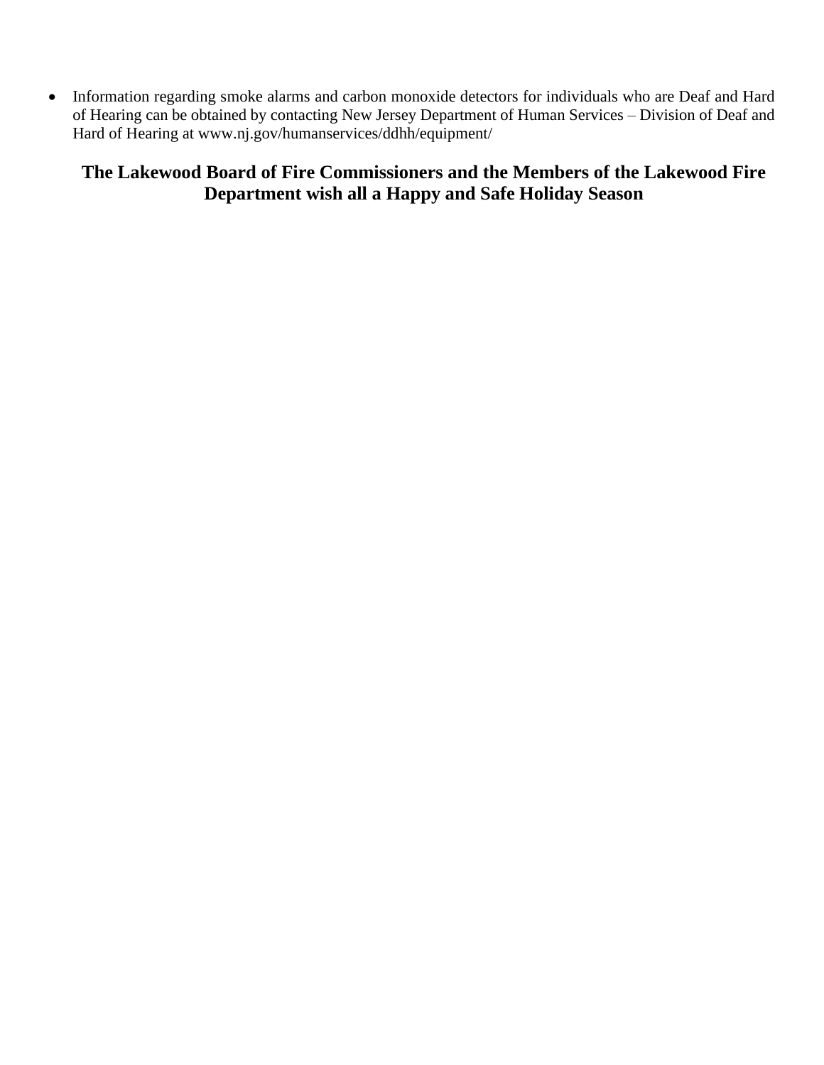- Information regarding smoke alarms and carbon monoxide detectors for individuals who are Deaf and Hard of Hearing can be obtained by contacting New Jersey Department of Human Services – Division of Deaf and Hard of Hearing at www.nj.gov/humanservices/ddhh/equipment/

**The Lakewood Board of Fire Commissioners and the Members of the Lakewood Fire Department wish all a Happy and Safe Holiday Season**